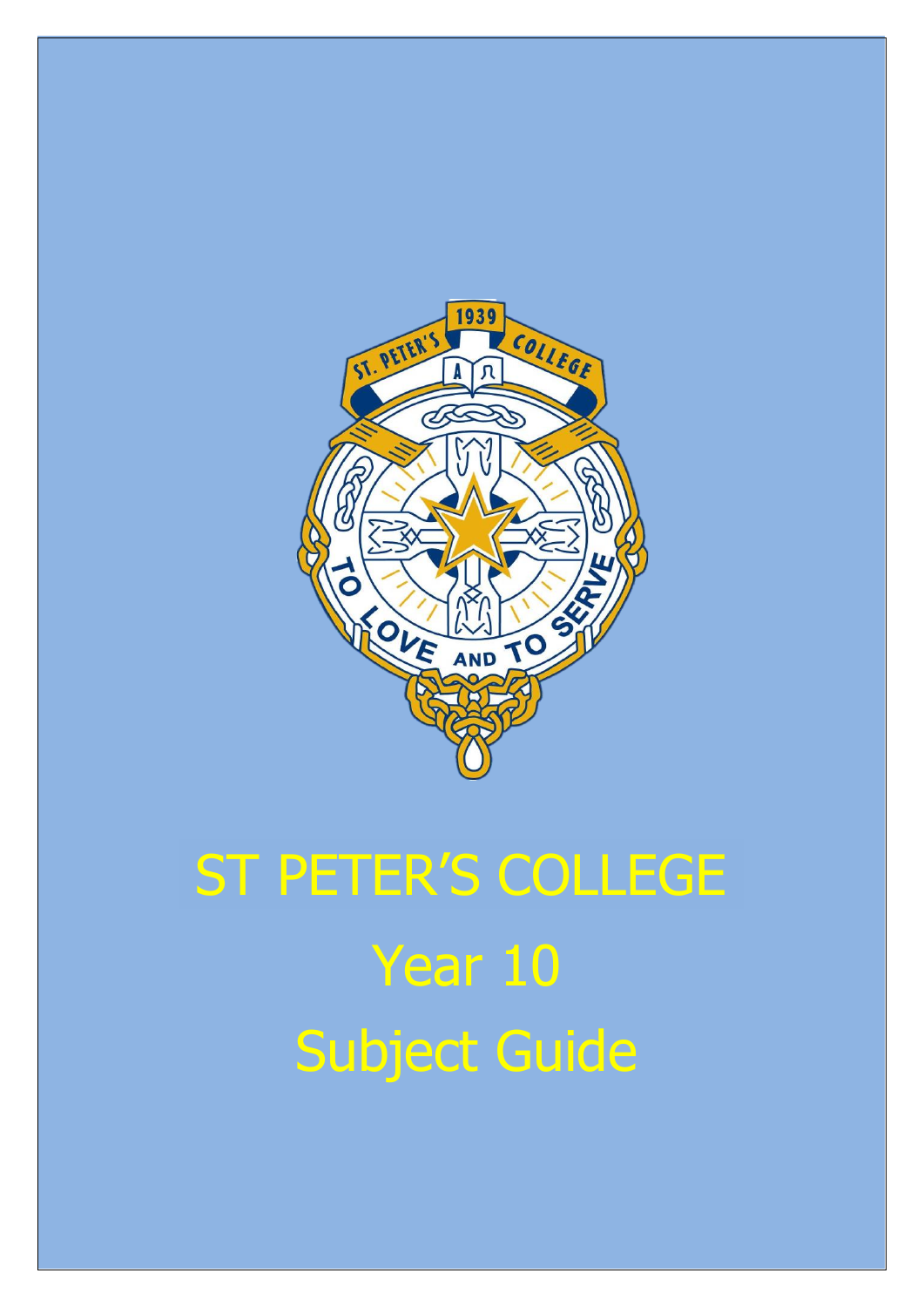# ST PETER'S COLLEGE

# Year 10

# Subject Guide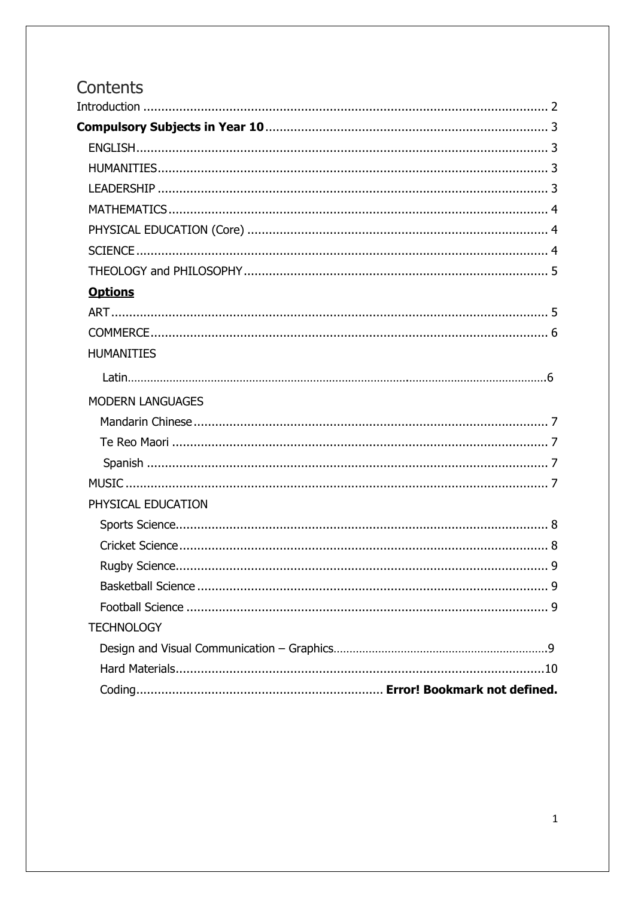# Contents

- Introduction .... 2
- **Compulsory Subjects in Year 10** .... 3
  - ENGLISH .... 3
  - HUMANITIES .... 3
  - LEADERSHIP .... 3
  - MATHEMATICS .... 4
  - PHYSICAL EDUCATION (Core) .... 4
  - SCIENCE .... 4
  - THEOLOGY and PHILOSOPHY .... 5
- **Options**
  - ART .... 5
  - COMMERCE .... 6
  - HUMANITIES
    - Latin .... 6
  - MODERN LANGUAGES
    - Mandarin Chinese .... 7
    - Te Reo Maori .... 7
    - Spanish .... 7
  - MUSIC .... 7
  - PHYSICAL EDUCATION
    - Sports Science .... 8
    - Cricket Science .... 8
    - Rugby Science .... 9
    - Basketball Science .... 9
    - Football Science .... 9
  - TECHNOLOGY
    - Design and Visual Communication – Graphics .... 9
    - Hard Materials .... 10
    - Coding .... **Error! Bookmark not defined.**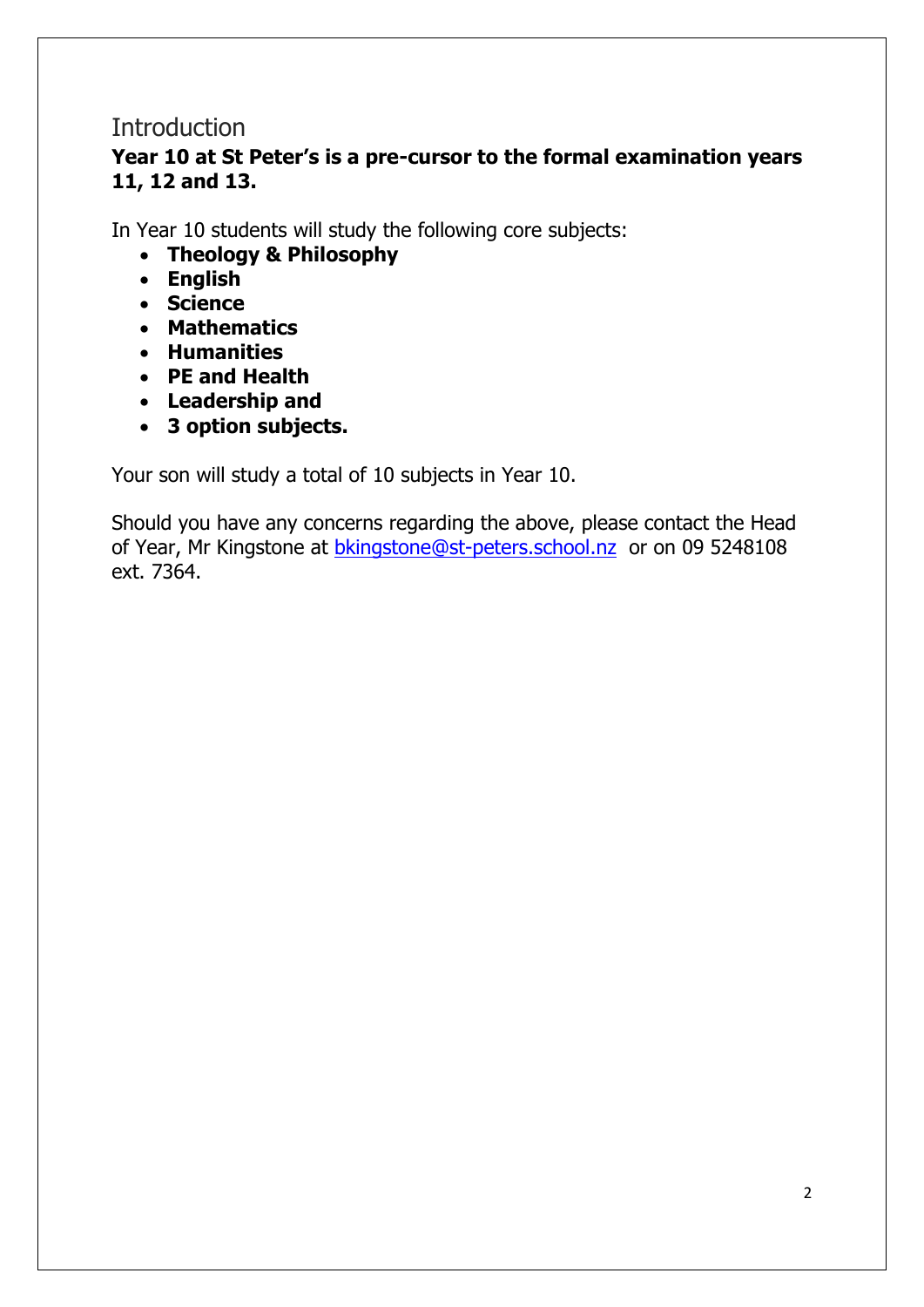## Introduction

**Year 10 at St Peter's is a pre-cursor to the formal examination years 11, 12 and 13.**

In Year 10 students will study the following core subjects:

- **Theology & Philosophy**
- **English**
- **Science**
- **Mathematics**
- **Humanities**
- **PE and Health**
- **Leadership and**
- **3 option subjects.**

Your son will study a total of 10 subjects in Year 10.

Should you have any concerns regarding the above, please contact the Head of Year, Mr Kingstone at [bkingstone@st-peters.school.nz](mailto:bkingstone@st-peters.school.nz) or on 09 5248108 ext. 7364.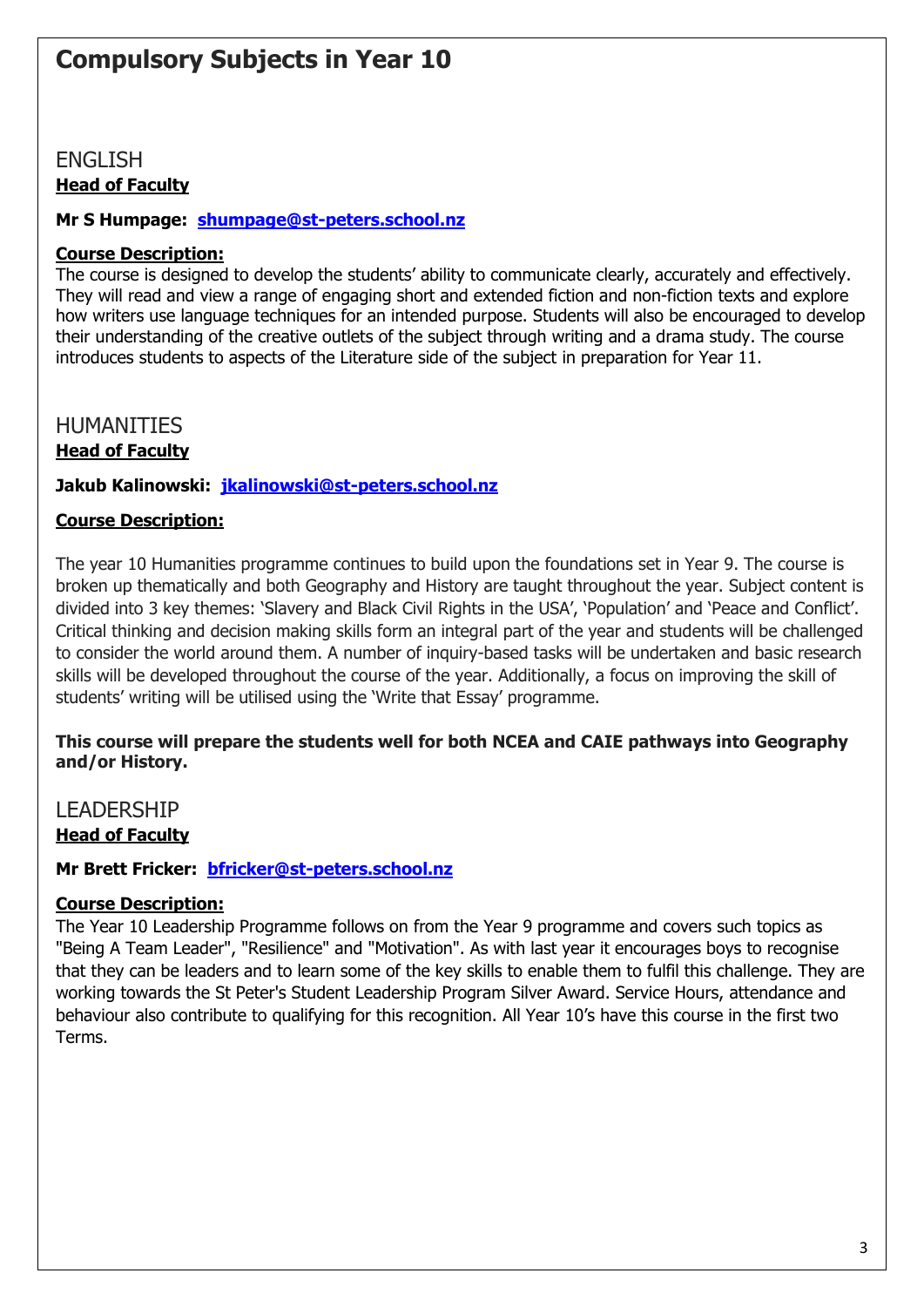# Compulsory Subjects in Year 10

## ENGLISH

**Head of Faculty**

**Mr S Humpage: shumpage@st-peters.school.nz**

**Course Description:**

The course is designed to develop the students' ability to communicate clearly, accurately and effectively. They will read and view a range of engaging short and extended fiction and non-fiction texts and explore how writers use language techniques for an intended purpose. Students will also be encouraged to develop their understanding of the creative outlets of the subject through writing and a drama study. The course introduces students to aspects of the Literature side of the subject in preparation for Year 11.

## HUMANITIES

**Head of Faculty**

**Jakub Kalinowski: jkalinowski@st-peters.school.nz**

**Course Description:**

The year 10 Humanities programme continues to build upon the foundations set in Year 9. The course is broken up thematically and both Geography and History are taught throughout the year. Subject content is divided into 3 key themes: 'Slavery and Black Civil Rights in the USA', 'Population' and 'Peace and Conflict'. Critical thinking and decision making skills form an integral part of the year and students will be challenged to consider the world around them. A number of inquiry-based tasks will be undertaken and basic research skills will be developed throughout the course of the year. Additionally, a focus on improving the skill of students' writing will be utilised using the 'Write that Essay' programme.

**This course will prepare the students well for both NCEA and CAIE pathways into Geography and/or History.**

## LEADERSHIP

**Head of Faculty**

**Mr Brett Fricker: bfricker@st-peters.school.nz**

**Course Description:**

The Year 10 Leadership Programme follows on from the Year 9 programme and covers such topics as "Being A Team Leader", "Resilience" and "Motivation". As with last year it encourages boys to recognise that they can be leaders and to learn some of the key skills to enable them to fulfil this challenge. They are working towards the St Peter's Student Leadership Program Silver Award. Service Hours, attendance and behaviour also contribute to qualifying for this recognition. All Year 10's have this course in the first two Terms.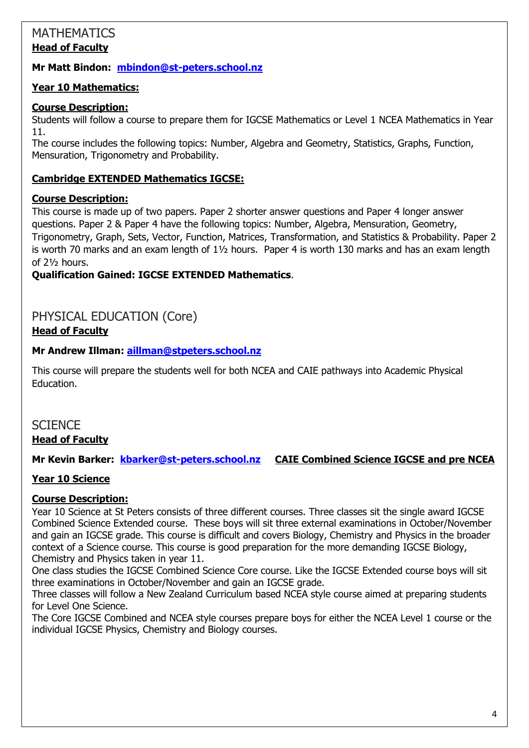# MATHEMATICS

**Head of Faculty**

**Mr Matt Bindon: mbindon@st-peters.school.nz**

**Year 10 Mathematics:**

**Course Description:**

Students will follow a course to prepare them for IGCSE Mathematics or Level 1 NCEA Mathematics in Year 11.

The course includes the following topics: Number, Algebra and Geometry, Statistics, Graphs, Function, Mensuration, Trigonometry and Probability.

**Cambridge EXTENDED Mathematics IGCSE:**

**Course Description:**

This course is made up of two papers. Paper 2 shorter answer questions and Paper 4 longer answer questions. Paper 2 & Paper 4 have the following topics: Number, Algebra, Mensuration, Geometry, Trigonometry, Graph, Sets, Vector, Function, Matrices, Transformation, and Statistics & Probability. Paper 2 is worth 70 marks and an exam length of 1½ hours. Paper 4 is worth 130 marks and has an exam length of 2½ hours.

**Qualification Gained: IGCSE EXTENDED Mathematics**.

# PHYSICAL EDUCATION (Core)

**Head of Faculty**

**Mr Andrew Illman: aillman@stpeters.school.nz**

This course will prepare the students well for both NCEA and CAIE pathways into Academic Physical Education.

# SCIENCE

**Head of Faculty**

**Mr Kevin Barker: kbarker@st-peters.school.nz** **CAIE Combined Science IGCSE and pre NCEA**

**Year 10 Science**

**Course Description:**

Year 10 Science at St Peters consists of three different courses. Three classes sit the single award IGCSE Combined Science Extended course. These boys will sit three external examinations in October/November and gain an IGCSE grade. This course is difficult and covers Biology, Chemistry and Physics in the broader context of a Science course. This course is good preparation for the more demanding IGCSE Biology, Chemistry and Physics taken in year 11.

One class studies the IGCSE Combined Science Core course. Like the IGCSE Extended course boys will sit three examinations in October/November and gain an IGCSE grade.

Three classes will follow a New Zealand Curriculum based NCEA style course aimed at preparing students for Level One Science.

The Core IGCSE Combined and NCEA style courses prepare boys for either the NCEA Level 1 course or the individual IGCSE Physics, Chemistry and Biology courses.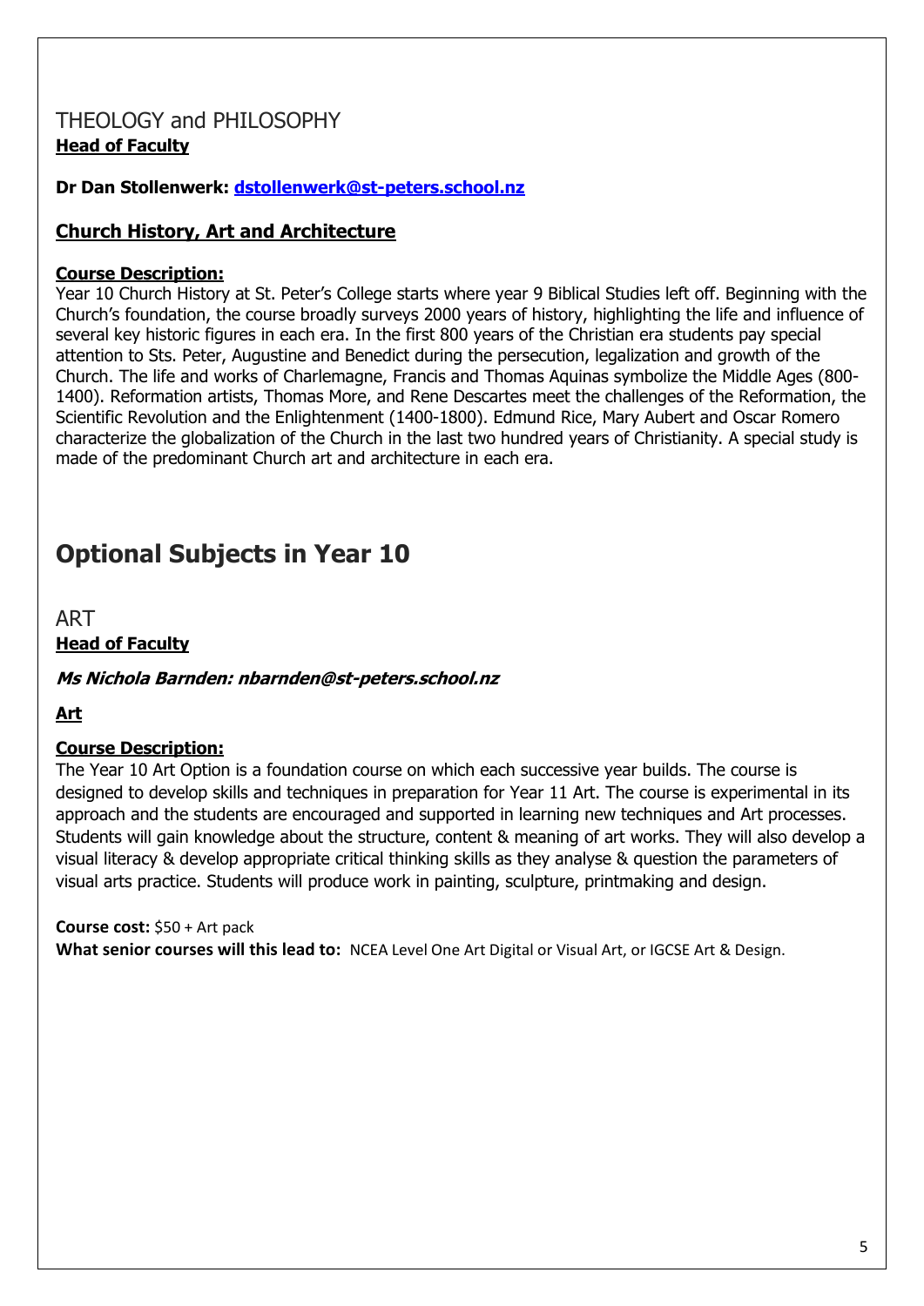## THEOLOGY and PHILOSOPHY

**Head of Faculty**

**Dr Dan Stollenwerk: dstollenwerk@st-peters.school.nz**

### Church History, Art and Architecture

**Course Description:**

Year 10 Church History at St. Peter's College starts where year 9 Biblical Studies left off. Beginning with the Church's foundation, the course broadly surveys 2000 years of history, highlighting the life and influence of several key historic figures in each era. In the first 800 years of the Christian era students pay special attention to Sts. Peter, Augustine and Benedict during the persecution, legalization and growth of the Church. The life and works of Charlemagne, Francis and Thomas Aquinas symbolize the Middle Ages (800-1400). Reformation artists, Thomas More, and Rene Descartes meet the challenges of the Reformation, the Scientific Revolution and the Enlightenment (1400-1800). Edmund Rice, Mary Aubert and Oscar Romero characterize the globalization of the Church in the last two hundred years of Christianity. A special study is made of the predominant Church art and architecture in each era.

# Optional Subjects in Year 10

## ART

**Head of Faculty**

***Ms Nichola Barnden: nbarnden@st-peters.school.nz***

### Art

**Course Description:**

The Year 10 Art Option is a foundation course on which each successive year builds. The course is designed to develop skills and techniques in preparation for Year 11 Art. The course is experimental in its approach and the students are encouraged and supported in learning new techniques and Art processes. Students will gain knowledge about the structure, content & meaning of art works. They will also develop a visual literacy & develop appropriate critical thinking skills as they analyse & question the parameters of visual arts practice. Students will produce work in painting, sculpture, printmaking and design.

**Course cost:** $50 + Art pack

**What senior courses will this lead to:** NCEA Level One Art Digital or Visual Art, or IGCSE Art & Design.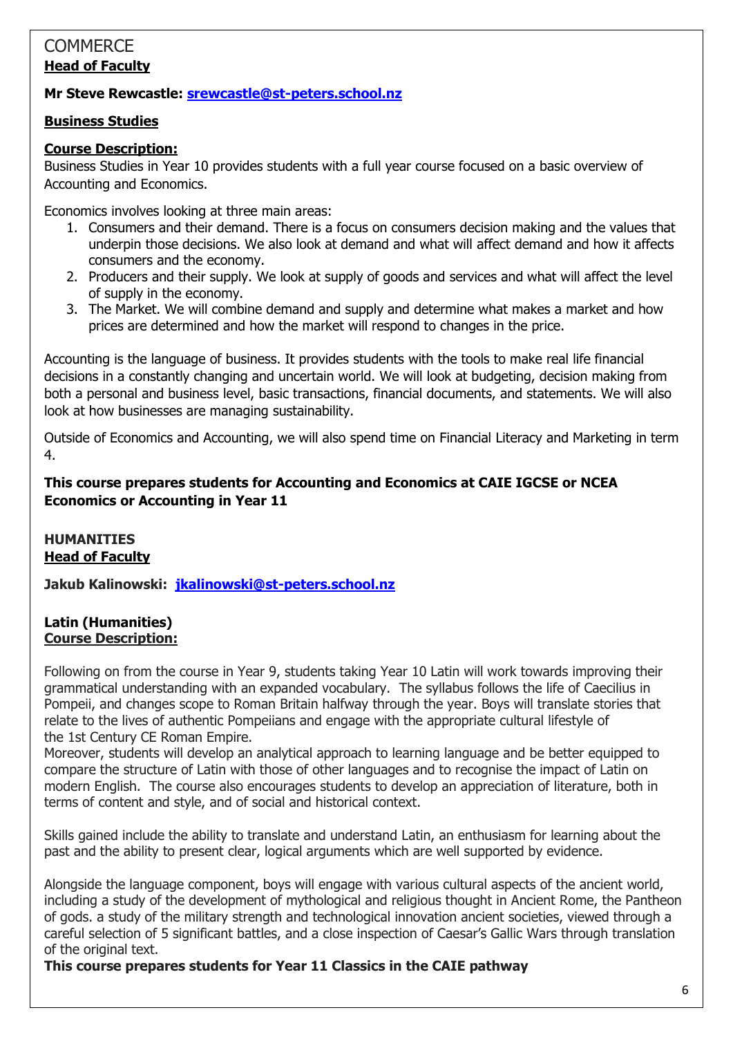## COMMERCE

**Head of Faculty**

**Mr Steve Rewcastle: [srewcastle@st-peters.school.nz](mailto:srewcastle@st-peters.school.nz)**

**Business Studies**

**Course Description:**

Business Studies in Year 10 provides students with a full year course focused on a basic overview of Accounting and Economics.

Economics involves looking at three main areas:

1. Consumers and their demand. There is a focus on consumers decision making and the values that underpin those decisions. We also look at demand and what will affect demand and how it affects consumers and the economy.
2. Producers and their supply. We look at supply of goods and services and what will affect the level of supply in the economy.
3. The Market. We will combine demand and supply and determine what makes a market and how prices are determined and how the market will respond to changes in the price.

Accounting is the language of business. It provides students with the tools to make real life financial decisions in a constantly changing and uncertain world. We will look at budgeting, decision making from both a personal and business level, basic transactions, financial documents, and statements. We will also look at how businesses are managing sustainability.

Outside of Economics and Accounting, we will also spend time on Financial Literacy and Marketing in term 4.

**This course prepares students for Accounting and Economics at CAIE IGCSE or NCEA Economics or Accounting in Year 11**

## HUMANITIES

**Head of Faculty**

**Jakub Kalinowski: [jkalinowski@st-peters.school.nz](mailto:jkalinowski@st-peters.school.nz)**

**Latin (Humanities)**

**Course Description:**

Following on from the course in Year 9, students taking Year 10 Latin will work towards improving their grammatical understanding with an expanded vocabulary. The syllabus follows the life of Caecilius in Pompeii, and changes scope to Roman Britain halfway through the year. Boys will translate stories that relate to the lives of authentic Pompeiians and engage with the appropriate cultural lifestyle of the 1st Century CE Roman Empire.
Moreover, students will develop an analytical approach to learning language and be better equipped to compare the structure of Latin with those of other languages and to recognise the impact of Latin on modern English. The course also encourages students to develop an appreciation of literature, both in terms of content and style, and of social and historical context.

Skills gained include the ability to translate and understand Latin, an enthusiasm for learning about the past and the ability to present clear, logical arguments which are well supported by evidence.

Alongside the language component, boys will engage with various cultural aspects of the ancient world, including a study of the development of mythological and religious thought in Ancient Rome, the Pantheon of gods. a study of the military strength and technological innovation ancient societies, viewed through a careful selection of 5 significant battles, and a close inspection of Caesar's Gallic Wars through translation of the original text.

**This course prepares students for Year 11 Classics in the CAIE pathway**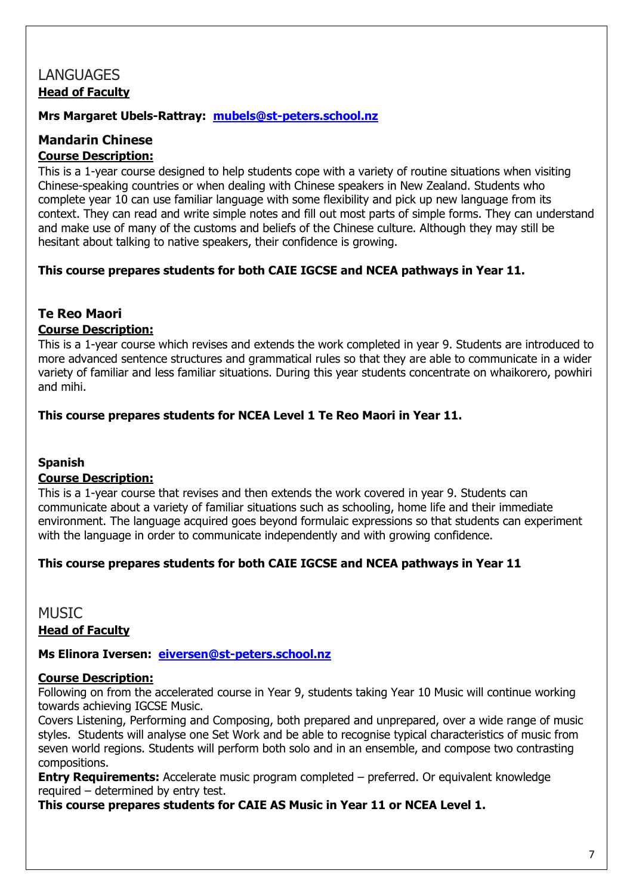# LANGUAGES

**Head of Faculty**

**Mrs Margaret Ubels-Rattray: mubels@st-peters.school.nz**

## Mandarin Chinese

**Course Description:**

This is a 1-year course designed to help students cope with a variety of routine situations when visiting Chinese-speaking countries or when dealing with Chinese speakers in New Zealand. Students who complete year 10 can use familiar language with some flexibility and pick up new language from its context. They can read and write simple notes and fill out most parts of simple forms. They can understand and make use of many of the customs and beliefs of the Chinese culture. Although they may still be hesitant about talking to native speakers, their confidence is growing.

**This course prepares students for both CAIE IGCSE and NCEA pathways in Year 11.**

## Te Reo Maori

**Course Description:**

This is a 1-year course which revises and extends the work completed in year 9. Students are introduced to more advanced sentence structures and grammatical rules so that they are able to communicate in a wider variety of familiar and less familiar situations. During this year students concentrate on whaikorero, powhiri and mihi.

**This course prepares students for NCEA Level 1 Te Reo Maori in Year 11.**

## Spanish

**Course Description:**

This is a 1-year course that revises and then extends the work covered in year 9. Students can communicate about a variety of familiar situations such as schooling, home life and their immediate environment. The language acquired goes beyond formulaic expressions so that students can experiment with the language in order to communicate independently and with growing confidence.

**This course prepares students for both CAIE IGCSE and NCEA pathways in Year 11**

# MUSIC

**Head of Faculty**

**Ms Elinora Iversen: eiversen@st-peters.school.nz**

**Course Description:**

Following on from the accelerated course in Year 9, students taking Year 10 Music will continue working towards achieving IGCSE Music.

Covers Listening, Performing and Composing, both prepared and unprepared, over a wide range of music styles. Students will analyse one Set Work and be able to recognise typical characteristics of music from seven world regions. Students will perform both solo and in an ensemble, and compose two contrasting compositions.

**Entry Requirements:** Accelerate music program completed – preferred. Or equivalent knowledge required – determined by entry test.

**This course prepares students for CAIE AS Music in Year 11 or NCEA Level 1.**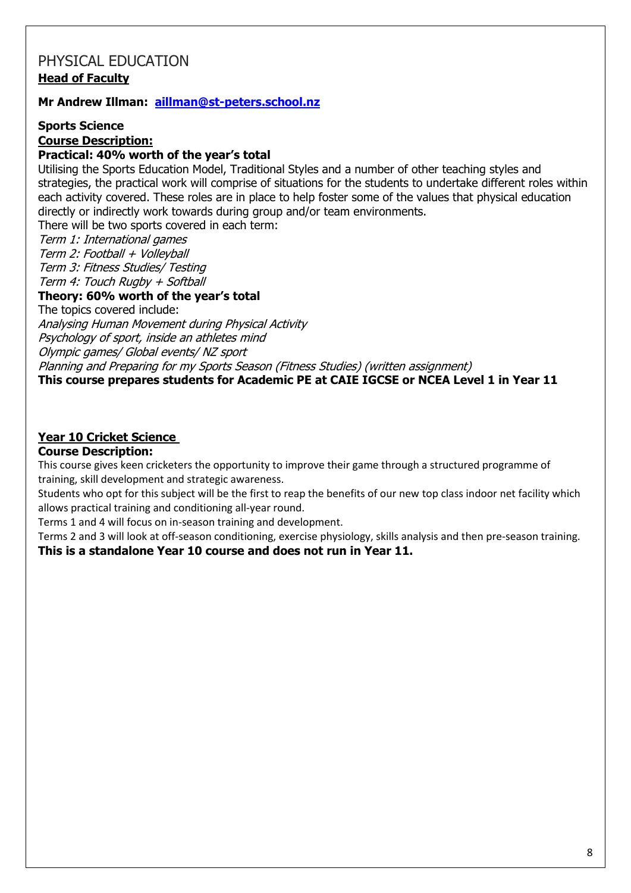# PHYSICAL EDUCATION

**Head of Faculty**

**Mr Andrew Illman: [aillman@st-peters.school.nz](mailto:aillman@st-peters.school.nz)**

## Sports Science

**Course Description:**

**Practical: 40% worth of the year's total**

Utilising the Sports Education Model, Traditional Styles and a number of other teaching styles and strategies, the practical work will comprise of situations for the students to undertake different roles within each activity covered. These roles are in place to help foster some of the values that physical education directly or indirectly work towards during group and/or team environments.

There will be two sports covered in each term:

*Term 1: International games*
*Term 2: Football + Volleyball*
*Term 3: Fitness Studies/ Testing*
*Term 4: Touch Rugby + Softball*

**Theory: 60% worth of the year's total**

The topics covered include:

*Analysing Human Movement during Physical Activity*
*Psychology of sport, inside an athletes mind*
*Olympic games/ Global events/ NZ sport*
*Planning and Preparing for my Sports Season (Fitness Studies) (written assignment)*

**This course prepares students for Academic PE at CAIE IGCSE or NCEA Level 1 in Year 11**

## Year 10 Cricket Science

**Course Description:**

This course gives keen cricketers the opportunity to improve their game through a structured programme of training, skill development and strategic awareness.

Students who opt for this subject will be the first to reap the benefits of our new top class indoor net facility which allows practical training and conditioning all-year round.

Terms 1 and 4 will focus on in-season training and development.

Terms 2 and 3 will look at off-season conditioning, exercise physiology, skills analysis and then pre-season training.

**This is a standalone Year 10 course and does not run in Year 11.**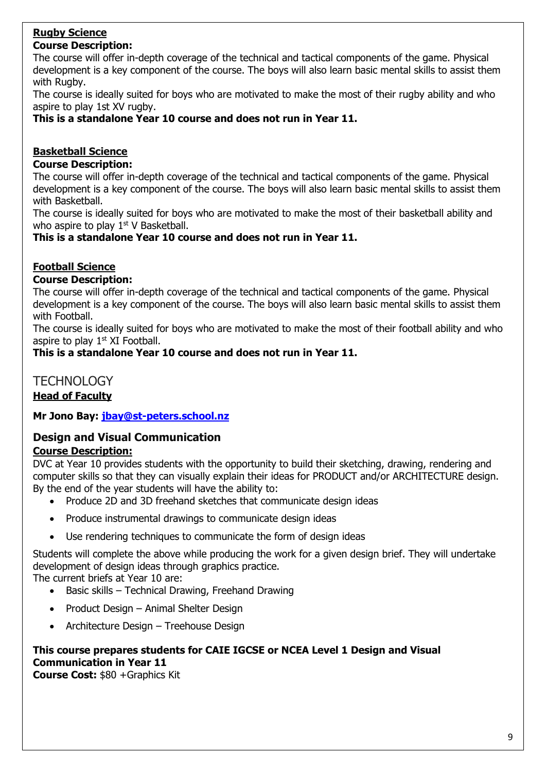## Rugby Science

**Course Description:**

The course will offer in-depth coverage of the technical and tactical components of the game. Physical development is a key component of the course. The boys will also learn basic mental skills to assist them with Rugby.

The course is ideally suited for boys who are motivated to make the most of their rugby ability and who aspire to play 1st XV rugby.

**This is a standalone Year 10 course and does not run in Year 11.**

## Basketball Science

**Course Description:**

The course will offer in-depth coverage of the technical and tactical components of the game. Physical development is a key component of the course. The boys will also learn basic mental skills to assist them with Basketball.

The course is ideally suited for boys who are motivated to make the most of their basketball ability and who aspire to play 1st V Basketball.

**This is a standalone Year 10 course and does not run in Year 11.**

## Football Science

**Course Description:**

The course will offer in-depth coverage of the technical and tactical components of the game. Physical development is a key component of the course. The boys will also learn basic mental skills to assist them with Football.

The course is ideally suited for boys who are motivated to make the most of their football ability and who aspire to play 1st XI Football.

**This is a standalone Year 10 course and does not run in Year 11.**

# TECHNOLOGY

**Head of Faculty**

**Mr Jono Bay: [jbay@st-peters.school.nz](mailto:jbay@st-peters.school.nz)**

## Design and Visual Communication

**Course Description:**

DVC at Year 10 provides students with the opportunity to build their sketching, drawing, rendering and computer skills so that they can visually explain their ideas for PRODUCT and/or ARCHITECTURE design. By the end of the year students will have the ability to:

- Produce 2D and 3D freehand sketches that communicate design ideas
- Produce instrumental drawings to communicate design ideas
- Use rendering techniques to communicate the form of design ideas

Students will complete the above while producing the work for a given design brief. They will undertake development of design ideas through graphics practice.

The current briefs at Year 10 are:

- Basic skills – Technical Drawing, Freehand Drawing
- Product Design – Animal Shelter Design
- Architecture Design – Treehouse Design

**This course prepares students for CAIE IGCSE or NCEA Level 1 Design and Visual Communication in Year 11**

**Course Cost:** $80 +Graphics Kit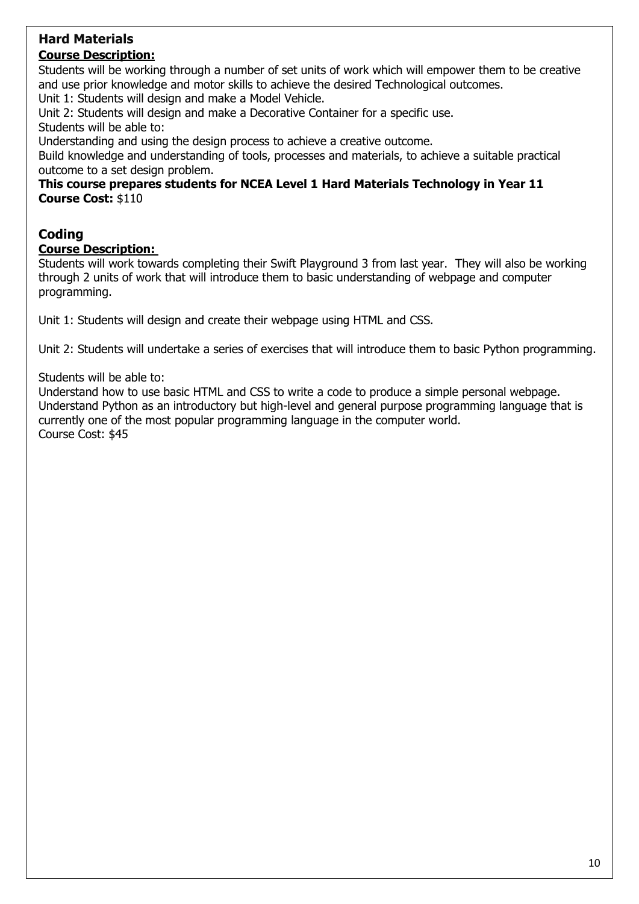## Hard Materials

**Course Description:**

Students will be working through a number of set units of work which will empower them to be creative and use prior knowledge and motor skills to achieve the desired Technological outcomes.

Unit 1: Students will design and make a Model Vehicle.

Unit 2: Students will design and make a Decorative Container for a specific use.

Students will be able to:

Understanding and using the design process to achieve a creative outcome.

Build knowledge and understanding of tools, processes and materials, to achieve a suitable practical outcome to a set design problem.

**This course prepares students for NCEA Level 1 Hard Materials Technology in Year 11**

**Course Cost:** $110

## Coding

**Course Description:**

Students will work towards completing their Swift Playground 3 from last year. They will also be working through 2 units of work that will introduce them to basic understanding of webpage and computer programming.

Unit 1: Students will design and create their webpage using HTML and CSS.

Unit 2: Students will undertake a series of exercises that will introduce them to basic Python programming.

Students will be able to:

Understand how to use basic HTML and CSS to write a code to produce a simple personal webpage.

Understand Python as an introductory but high-level and general purpose programming language that is currently one of the most popular programming language in the computer world.

Course Cost: $45